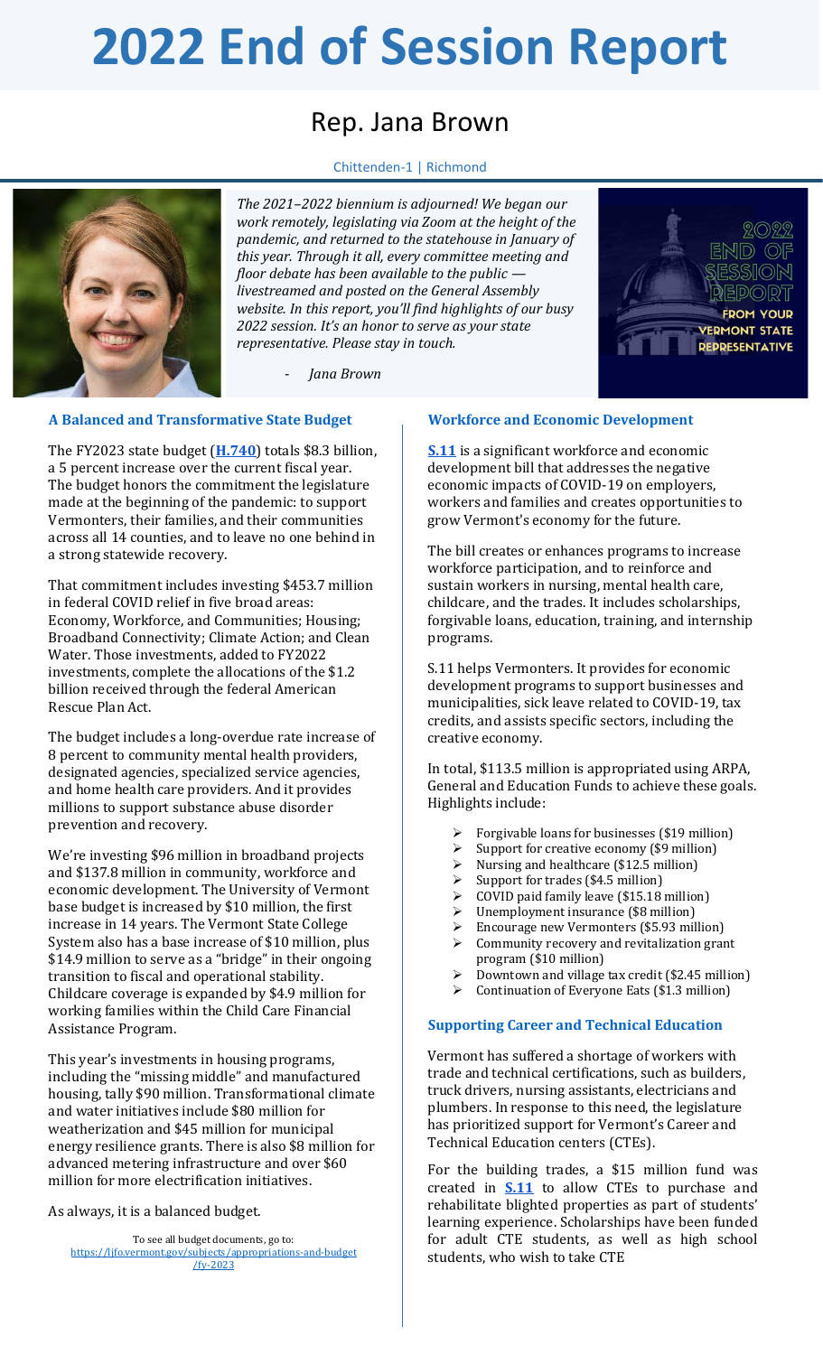# 2022 End of Session Report

## Rep. Jana Brown

Chittenden-1 | Richmond

*The 2021–2022 biennium is adjourned! We began our work remotely, legislating via Zoom at the height of the pandemic, and returned to the statehouse in January of this year. Through it all, every committee meeting and floor debate has been available to the public — livestreamed and posted on the General Assembly website. In this report, you'll find highlights of our busy 2022 session. It's an honor to serve as your state representative. Please stay in touch.*

\- *Jana Brown*

### A Balanced and Transformative State Budget

The FY2023 state budget (**H.740**) totals $8.3 billion, a 5 percent increase over the current fiscal year. The budget honors the commitment the legislature made at the beginning of the pandemic: to support Vermonters, their families, and their communities across all 14 counties, and to leave no one behind in a strong statewide recovery.

That commitment includes investing $453.7 million in federal COVID relief in five broad areas: Economy, Workforce, and Communities; Housing; Broadband Connectivity; Climate Action; and Clean Water. Those investments, added to FY2022 investments, complete the allocations of the $1.2 billion received through the federal American Rescue Plan Act.

The budget includes a long-overdue rate increase of 8 percent to community mental health providers, designated agencies, specialized service agencies, and home health care providers. And it provides millions to support substance abuse disorder prevention and recovery.

We're investing $96 million in broadband projects and $137.8 million in community, workforce and economic development. The University of Vermont base budget is increased by $10 million, the first increase in 14 years. The Vermont State College System also has a base increase of $10 million, plus $14.9 million to serve as a "bridge" in their ongoing transition to fiscal and operational stability. Childcare coverage is expanded by $4.9 million for working families within the Child Care Financial Assistance Program.

This year's investments in housing programs, including the "missing middle" and manufactured housing, tally $90 million. Transformational climate and water initiatives include $80 million for weatherization and $45 million for municipal energy resilience grants. There is also $8 million for advanced metering infrastructure and over $60 million for more electrification initiatives.

As always, it is a balanced budget.

To see all budget documents, go to: https://ljfo.vermont.gov/subjects/appropriations-and-budget/fy-2023

### Workforce and Economic Development

**S.11** is a significant workforce and economic development bill that addresses the negative economic impacts of COVID-19 on employers, workers and families and creates opportunities to grow Vermont's economy for the future.

The bill creates or enhances programs to increase workforce participation, and to reinforce and sustain workers in nursing, mental health care, childcare, and the trades. It includes scholarships, forgivable loans, education, training, and internship programs.

S.11 helps Vermonters. It provides for economic development programs to support businesses and municipalities, sick leave related to COVID-19, tax credits, and assists specific sectors, including the creative economy.

In total, $113.5 million is appropriated using ARPA, General and Education Funds to achieve these goals. Highlights include:

- Forgivable loans for businesses ($19 million)
- Support for creative economy ($9 million)
- Nursing and healthcare ($12.5 million)
- Support for trades ($4.5 million)
- COVID paid family leave ($15.18 million)
- Unemployment insurance ($8 million)
- Encourage new Vermonters ($5.93 million)
- Community recovery and revitalization grant program ($10 million)
- Downtown and village tax credit ($2.45 million)
- Continuation of Everyone Eats ($1.3 million)

### Supporting Career and Technical Education

Vermont has suffered a shortage of workers with trade and technical certifications, such as builders, truck drivers, nursing assistants, electricians and plumbers. In response to this need, the legislature has prioritized support for Vermont's Career and Technical Education centers (CTEs).

For the building trades, a $15 million fund was created in **S.11** to allow CTEs to purchase and rehabilitate blighted properties as part of students' learning experience. Scholarships have been funded for adult CTE students, as well as high school students, who wish to take CTE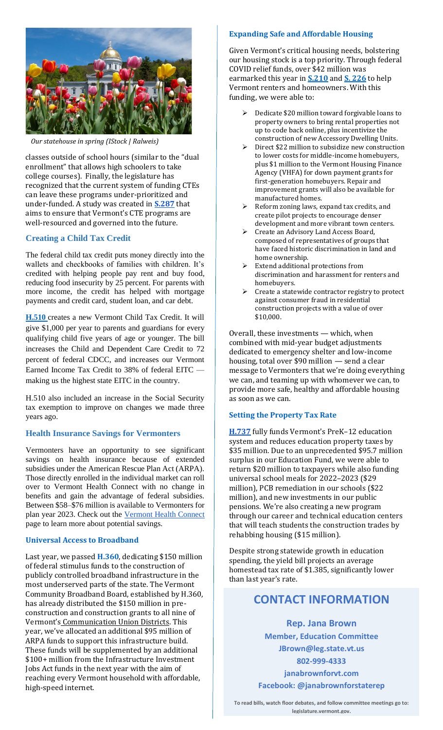*Our statehouse in spring (IStock | Ralweis)*

classes outside of school hours (similar to the "dual enrollment" that allows high schoolers to take college courses). Finally, the legislature has recognized that the current system of funding CTEs can leave these programs under-prioritized and under-funded. A study was created in **S.287** that aims to ensure that Vermont's CTE programs are well-resourced and governed into the future.

### Creating a Child Tax Credit

The federal child tax credit puts money directly into the wallets and checkbooks of families with children. It's credited with helping people pay rent and buy food, reducing food insecurity by 25 percent. For parents with more income, the credit has helped with mortgage payments and credit card, student loan, and car debt.

**H.510** creates a new Vermont Child Tax Credit. It will give $1,000 per year to parents and guardians for every qualifying child five years of age or younger. The bill increases the Child and Dependent Care Credit to 72 percent of federal CDCC, and increases our Vermont Earned Income Tax Credit to 38% of federal EITC — making us the highest state EITC in the country.

H.510 also included an increase in the Social Security tax exemption to improve on changes we made three years ago.

### Health Insurance Savings for Vermonters

Vermonters have an opportunity to see significant savings on health insurance because of extended subsidies under the American Rescue Plan Act (ARPA). Those directly enrolled in the individual market can roll over to Vermont Health Connect with no change in benefits and gain the advantage of federal subsidies. Between $58–$76 million is available to Vermonters for plan year 2023. Check out the Vermont Health Connect page to learn more about potential savings.

### Universal Access to Broadband

Last year, we passed **H.360**, dedicating $150 million of federal stimulus funds to the construction of publicly controlled broadband infrastructure in the most underserved parts of the state. The Vermont Community Broadband Board, established by H.360, has already distributed the $150 million in pre-construction and construction grants to all nine of Vermont's Communication Union Districts. This year, we've allocated an additional $95 million of ARPA funds to support this infrastructure build. These funds will be supplemented by an additional $100+ million from the Infrastructure Investment Jobs Act funds in the next year with the aim of reaching every Vermont household with affordable, high-speed internet.

### Expanding Safe and Affordable Housing

Given Vermont's critical housing needs, bolstering our housing stock is a top priority. Through federal COVID relief funds, over $42 million was earmarked this year in **S.210** and **S. 226** to help Vermont renters and homeowners. With this funding, we were able to:

- Dedicate $20 million toward forgivable loans to property owners to bring rental properties not up to code back online, plus incentivize the construction of new Accessory Dwelling Units.
- Direct $22 million to subsidize new construction to lower costs for middle-income homebuyers, plus $1 million to the Vermont Housing Finance Agency (VHFA) for down payment grants for first-generation homebuyers. Repair and improvement grants will also be available for manufactured homes.
- Reform zoning laws, expand tax credits, and create pilot projects to encourage denser development and more vibrant town centers.
- Create an Advisory Land Access Board, composed of representatives of groups that have faced historic discrimination in land and home ownership.
- Extend additional protections from discrimination and harassment for renters and homebuyers.
- Create a statewide contractor registry to protect against consumer fraud in residential construction projects with a value of over $10,000.

Overall, these investments — which, when combined with mid-year budget adjustments dedicated to emergency shelter and low-income housing, total over $90 million — send a clear message to Vermonters that we're doing everything we can, and teaming up with whomever we can, to provide more safe, healthy and affordable housing as soon as we can.

### Setting the Property Tax Rate

**H.737** fully funds Vermont's PreK–12 education system and reduces education property taxes by $35 million. Due to an unprecedented $95.7 million surplus in our Education Fund, we were able to return $20 million to taxpayers while also funding universal school meals for 2022–2023 ($29 million), PCB remediation in our schools ($22 million), and new investments in our public pensions. We're also creating a new program through our career and technical education centers that will teach students the construction trades by rehabbing housing ($15 million).

Despite strong statewide growth in education spending, the yield bill projects an average homestead tax rate of $1.385, significantly lower than last year's rate.

## CONTACT INFORMATION

**Rep. Jana Brown**
**Member, Education Committee**
**JBrown@leg.state.vt.us**
**802-999-4333**
**janabrownforvt.com**
**Facebook: @janabrownforstaterep**

**To read bills, watch floor debates, and follow committee meetings go to: legislature.vermont.gov.**